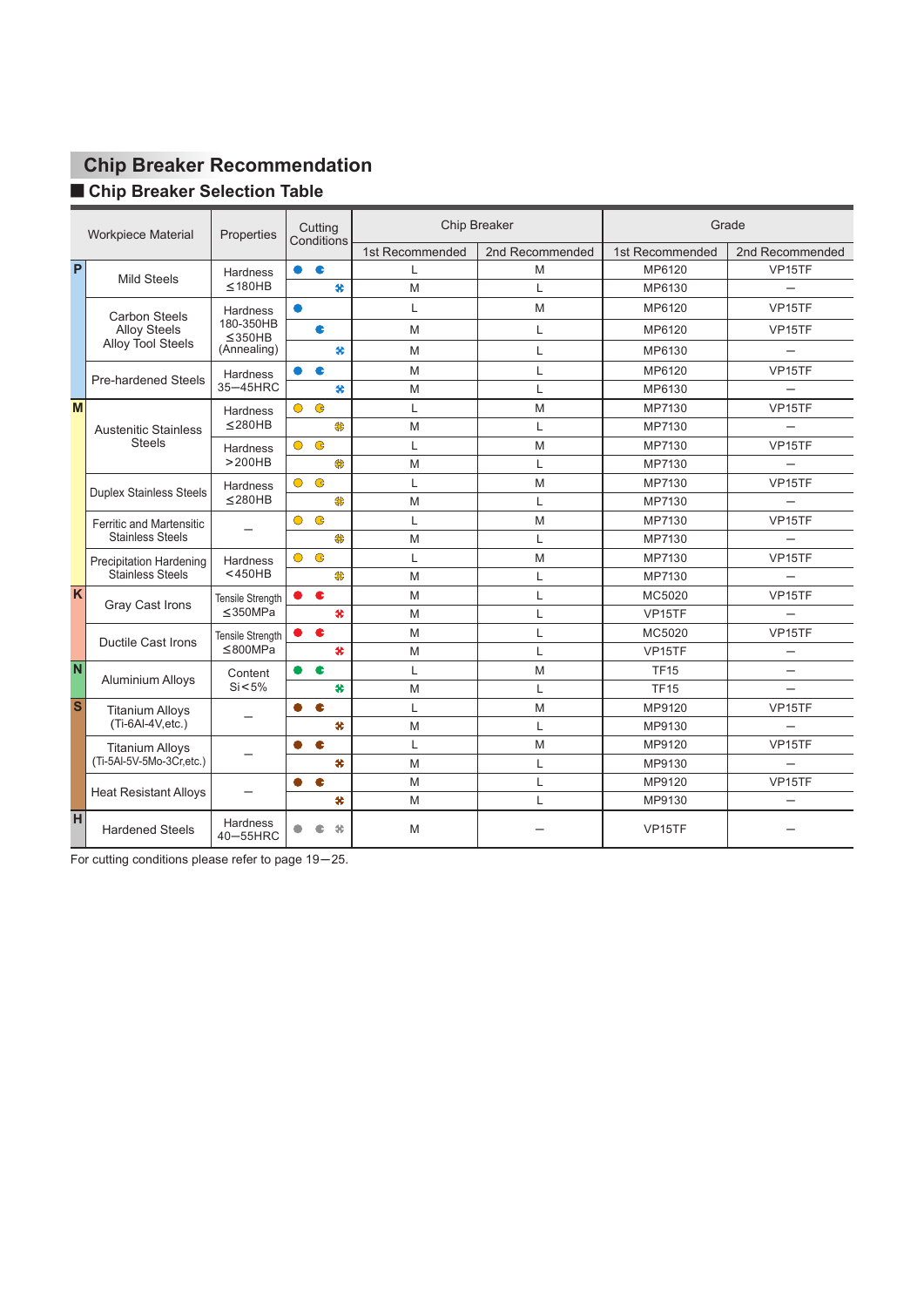# Chip Breaker Recommendation

## Chip Breaker Selection Table

| | Workpiece Material | Properties | Cutting Conditions | Chip Breaker | | Grade | |
|---|---|---|---|---|---|---|---|
| | | | | 1st Recommended | 2nd Recommended | 1st Recommended | 2nd Recommended |
| P | Mild Steels | Hardness ≤180HB | ● ◐ | L | M | MP6120 | VP15TF |
| | | | ✲ | M | L | MP6130 | — |
| | Carbon Steels Alloy Steels Alloy Tool Steels | Hardness 180-350HB ≤350HB (Annealing) | ● | L | M | MP6120 | VP15TF |
| | | | ◐ | M | L | MP6120 | VP15TF |
| | | | ✲ | M | L | MP6130 | — |
| | Pre-hardened Steels | Hardness 35—45HRC | ● ◐ | M | L | MP6120 | VP15TF |
| | | | ✲ | M | L | MP6130 | — |
| M | Austenitic Stainless Steels | Hardness ≤280HB | ● ◐ | L | M | MP7130 | VP15TF |
| | | | ✲ | M | L | MP7130 | — |
| | | Hardness >200HB | ● ◐ | L | M | MP7130 | VP15TF |
| | | | ✲ | M | L | MP7130 | — |
| | Duplex Stainless Steels | Hardness ≤280HB | ● ◐ | L | M | MP7130 | VP15TF |
| | | | ✲ | M | L | MP7130 | — |
| | Ferritic and Martensitic Stainless Steels | — | ● ◐ | L | M | MP7130 | VP15TF |
| | | | ✲ | M | L | MP7130 | — |
| | Precipitation Hardening Stainless Steels | Hardness <450HB | ● ◐ | L | M | MP7130 | VP15TF |
| | | | ✲ | M | L | MP7130 | — |
| K | Gray Cast Irons | Tensile Strength ≤350MPa | ● ◐ | M | L | MC5020 | VP15TF |
| | | | ✲ | M | L | VP15TF | — |
| | Ductile Cast Irons | Tensile Strength ≤800MPa | ● ◐ | M | L | MC5020 | VP15TF |
| | | | ✲ | M | L | VP15TF | — |
| N | Aluminium Alloys | Content Si<5% | ● ◐ | L | M | TF15 | — |
| | | | ✲ | M | L | TF15 | — |
| S | Titanium Alloys (Ti-6Al-4V,etc.) | — | ● ◐ | L | M | MP9120 | VP15TF |
| | | | ✲ | M | L | MP9130 | — |
| | Titanium Alloys (Ti-5Al-5V-5Mo-3Cr,etc.) | — | ● ◐ | L | M | MP9120 | VP15TF |
| | | | ✲ | M | L | MP9130 | — |
| | Heat Resistant Alloys | — | ● ◐ | M | L | MP9120 | VP15TF |
| | | | ✲ | M | L | MP9130 | — |
| H | Hardened Steels | Hardness 40—55HRC | ● ◐ ✲ | M | — | VP15TF | — |

For cutting conditions please refer to page 19—25.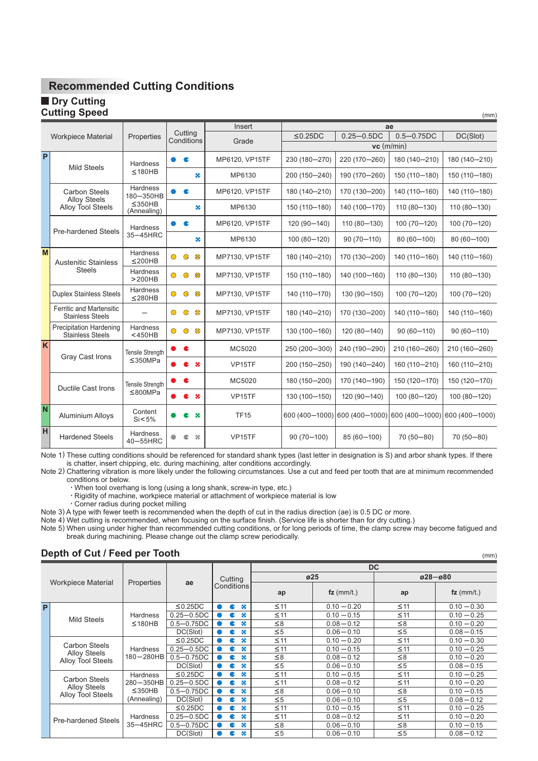# Recommended Cutting Conditions

## ■ Dry Cutting

### Cutting Speed

(mm)

| | Workpiece Material | Properties | Cutting Conditions | Insert Grade | ae ≤0.25DC | ae 0.25−0.5DC | ae 0.5−0.75DC | ae DC(Slot) |
|---|---|---|---|---|---|---|---|---|
| | | | | | vc (m/min) | | | |
| P | Mild Steels | Hardness ≤180HB | ● ◐ | MP6120, VP15TF | 230 (180−270) | 220 (170−260) | 180 (140−210) | 180 (140−210) |
| | | | ✲ | MP6130 | 200 (150−240) | 190 (170−260) | 150 (110−180) | 150 (110−180) |
| | Carbon Steels Alloy Steels Alloy Tool Steels | Hardness 180−350HB | ● ◐ | MP6120, VP15TF | 180 (140−210) | 170 (130−200) | 140 (110−160) | 140 (110−180) |
| | | ≤350HB (Annealing) | ✲ | MP6130 | 150 (110−180) | 140 (100−170) | 110 (80−130) | 110 (80−130) |
| | Pre-hardened Steels | Hardness 35−45HRC | ● ◐ | MP6120, VP15TF | 120 (90−140) | 110 (80−130) | 100 (70−120) | 100 (70−120) |
| | | | ✲ | MP6130 | 100 (80−120) | 90 (70−110) | 80 (60−100) | 80 (60−100) |
| M | Austenitic Stainless Steels | Hardness ≤200HB | ● ◐ ✲ | MP7130, VP15TF | 180 (140−210) | 170 (130−200) | 140 (110−160) | 140 (110−160) |
| | | Hardness >200HB | ● ◐ ✲ | MP7130, VP15TF | 150 (110−180) | 140 (100−160) | 110 (80−130) | 110 (80−130) |
| | Duplex Stainless Steels | Hardness ≤280HB | ● ◐ ✲ | MP7130, VP15TF | 140 (110−170) | 130 (90−150) | 100 (70−120) | 100 (70−120) |
| | Ferritic and Martensitic Stainless Steels | − | ● ◐ ✲ | MP7130, VP15TF | 180 (140−210) | 170 (130−200) | 140 (110−160) | 140 (110−160) |
| | Precipitation Hardening Stainless Steels | Hardness <450HB | ● ◐ ✲ | MP7130, VP15TF | 130 (100−160) | 120 (80−140) | 90 (60−110) | 90 (60−110) |
| K | Gray Cast Irons | Tensile Strength ≤350MPa | ● ◐ | MC5020 | 250 (200−300) | 240 (190−290) | 210 (160−260) | 210 (160−260) |
| | | | ● ◐ ✲ | VP15TF | 200 (150−250) | 190 (140−240) | 160 (110−210) | 160 (110−210) |
| | Ductile Cast Irons | Tensile Strength ≤800MPa | ● ◐ | MC5020 | 180 (150−200) | 170 (140−190) | 150 (120−170) | 150 (120−170) |
| | | | ● ◐ ✲ | VP15TF | 130 (100−150) | 120 (90−140) | 100 (80−120) | 100 (80−120) |
| N | Aluminium Alloys | Content Si<5% | ● ◐ ✲ | TF15 | 600 (400−1000) | 600 (400−1000) | 600 (400−1000) | 600 (400−1000) |
| H | Hardened Steels | Hardness 40−55HRC | ● ◐ ✲ | VP15TF | 90 (70−100) | 85 (60−100) | 70 (50−80) | 70 (50−80) |

Note 1) These cutting conditions should be referenced for standard shank types (last letter in designation is S) and arbor shank types. If there is chatter, insert chipping, etc. during machining, alter conditions accordingly.

Note 2) Chattering vibration is more likely under the following circumstances. Use a cut and feed per tooth that are at minimum recommended conditions or below.
- ・When tool overhang is long (using a long shank, screw-in type, etc.)
- ・Rigidity of machine, workpiece material or attachment of workpiece material is low
- ・Corner radius during pocket milling

Note 3) A type with fewer teeth is recommended when the depth of cut in the radius direction (ae) is 0.5 DC or more.

Note 4) Wet cutting is recommended, when focusing on the surface finish. (Service life is shorter than for dry cutting.)

Note 5) When using under higher than recommended cutting conditions, or for long periods of time, the clamp screw may become fatigued and break during machining. Please change out the clamp screw periodically.

### Depth of Cut / Feed per Tooth

(mm)

| | Workpiece Material | Properties | ae | Cutting Conditions | DC ø25 ap | DC ø25 fz (mm/t.) | DC ø28−ø80 ap | DC ø28−ø80 fz (mm/t.) |
|---|---|---|---|---|---|---|---|---|
| P | Mild Steels | Hardness ≤180HB | ≤0.25DC | ● ◐ ✲ | ≤11 | 0.10 − 0.20 | ≤11 | 0.10 − 0.30 |
| | | | 0.25−0.5DC | ● ◐ ✲ | ≤11 | 0.10 − 0.15 | ≤11 | 0.10 − 0.25 |
| | | | 0.5−0.75DC | ● ◐ ✲ | ≤8 | 0.08 − 0.12 | ≤8 | 0.10 − 0.20 |
| | | | DC(Slot) | ● ◐ ✲ | ≤5 | 0.06 − 0.10 | ≤5 | 0.08 − 0.15 |
| | Carbon Steels Alloy Steels Alloy Tool Steels | Hardness 180−280HB | ≤0.25DC | ● ◐ ✲ | ≤11 | 0.10 − 0.20 | ≤11 | 0.10 − 0.30 |
| | | | 0.25−0.5DC | ● ◐ ✲ | ≤11 | 0.10 − 0.15 | ≤11 | 0.10 − 0.25 |
| | | | 0.5−0.75DC | ● ◐ ✲ | ≤8 | 0.08 − 0.12 | ≤8 | 0.10 − 0.20 |
| | | | DC(Slot) | ● ◐ ✲ | ≤5 | 0.06 − 0.10 | ≤5 | 0.08 − 0.15 |
| | Carbon Steels Alloy Steels Alloy Tool Steels | Hardness 280−350HB ≤350HB (Annealing) | ≤0.25DC | ● ◐ ✲ | ≤11 | 0.10 − 0.15 | ≤11 | 0.10 − 0.25 |
| | | | 0.25−0.5DC | ● ◐ ✲ | ≤11 | 0.08 − 0.12 | ≤11 | 0.10 − 0.20 |
| | | | 0.5−0.75DC | ● ◐ ✲ | ≤8 | 0.06 − 0.10 | ≤8 | 0.10 − 0.15 |
| | | | DC(Slot) | ● ◐ ✲ | ≤5 | 0.06 − 0.10 | ≤5 | 0.08 − 0.12 |
| | Pre-hardened Steels | Hardness 35−45HRC | ≤0.25DC | ● ◐ ✲ | ≤11 | 0.10 − 0.15 | ≤11 | 0.10 − 0.25 |
| | | | 0.25−0.5DC | ● ◐ ✲ | ≤11 | 0.08 − 0.12 | ≤11 | 0.10 − 0.20 |
| | | | 0.5−0.75DC | ● ◐ ✲ | ≤8 | 0.06 − 0.10 | ≤8 | 0.10 − 0.15 |
| | | | DC(Slot) | ● ◐ ✲ | ≤5 | 0.06 − 0.10 | ≤5 | 0.08 − 0.12 |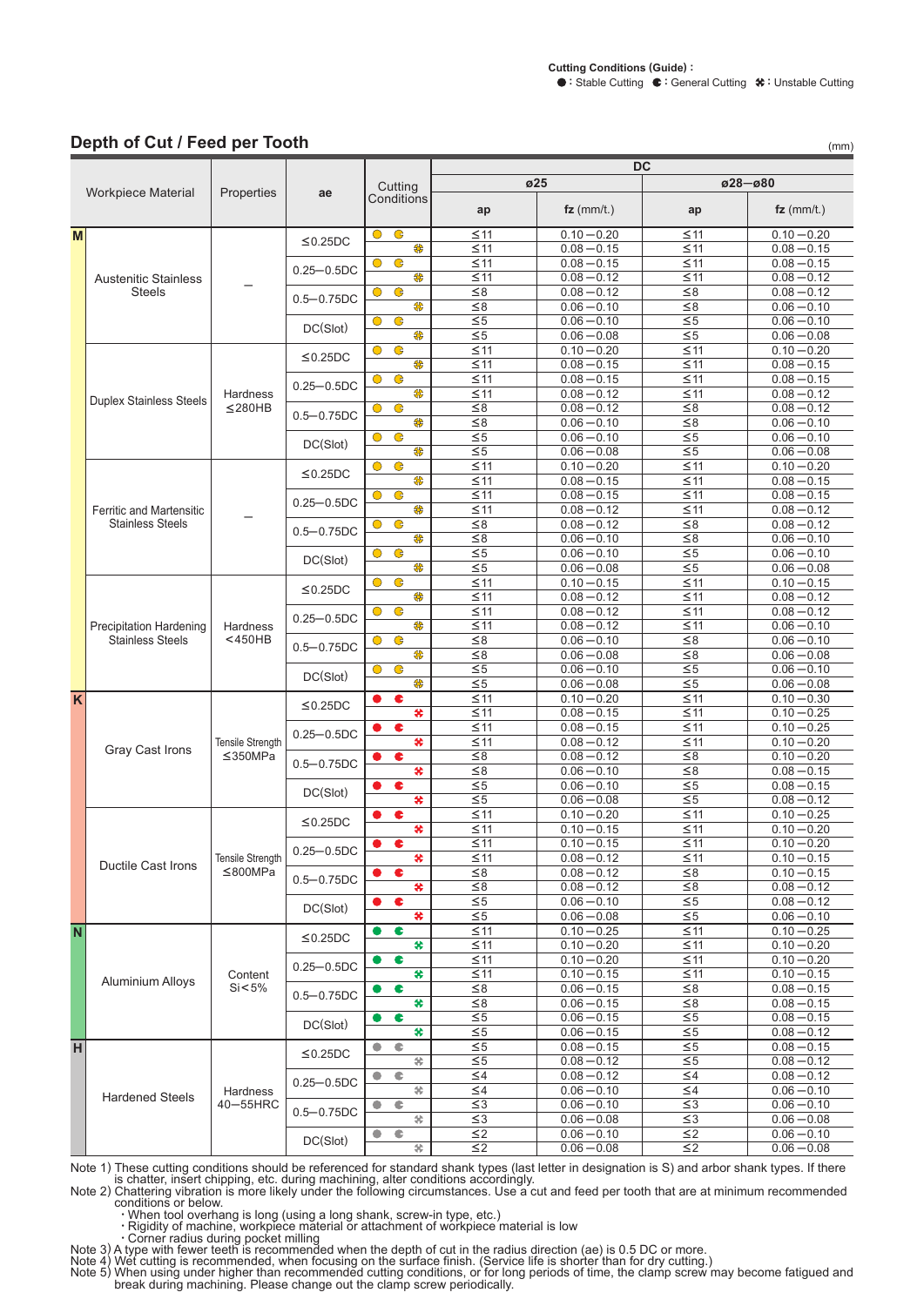Cutting Conditions (Guide) :
● : Stable Cutting  ◐ : General Cutting  ✱ : Unstable Cutting

## Depth of Cut / Feed per Tooth

(mm)

| | Workpiece Material | Properties | ae | Cutting Conditions | DC | | | |
|---|---|---|---|---|---|---|---|---|
| | | | | | ø25 | | ø28—ø80 | |
| | | | | | ap | fz (mm/t.) | ap | fz (mm/t.) |
| M | Austenitic Stainless Steels | – | ≤0.25DC | ● ◐ | ≤11 | 0.10—0.20 | ≤11 | 0.10—0.20 |
| | | | | ✱ | ≤11 | 0.08—0.15 | ≤11 | 0.08—0.15 |
| | | | 0.25—0.5DC | ● ◐ | ≤11 | 0.08—0.15 | ≤11 | 0.08—0.15 |
| | | | | ✱ | ≤11 | 0.08—0.12 | ≤11 | 0.08—0.12 |
| | | | 0.5—0.75DC | ● ◐ | ≤8 | 0.08—0.12 | ≤8 | 0.08—0.12 |
| | | | | ✱ | ≤8 | 0.06—0.10 | ≤8 | 0.06—0.10 |
| | | | DC(Slot) | ● ◐ | ≤5 | 0.06—0.10 | ≤5 | 0.06—0.10 |
| | | | | ✱ | ≤5 | 0.06—0.08 | ≤5 | 0.06—0.08 |
| | Duplex Stainless Steels | Hardness ≤280HB | ≤0.25DC | ● ◐ | ≤11 | 0.10—0.20 | ≤11 | 0.10—0.20 |
| | | | | ✱ | ≤11 | 0.08—0.15 | ≤11 | 0.08—0.15 |
| | | | 0.25—0.5DC | ● ◐ | ≤11 | 0.08—0.15 | ≤11 | 0.08—0.15 |
| | | | | ✱ | ≤11 | 0.08—0.12 | ≤11 | 0.08—0.12 |
| | | | 0.5—0.75DC | ● ◐ | ≤8 | 0.08—0.12 | ≤8 | 0.08—0.12 |
| | | | | ✱ | ≤8 | 0.06—0.10 | ≤8 | 0.06—0.10 |
| | | | DC(Slot) | ● ◐ | ≤5 | 0.06—0.10 | ≤5 | 0.06—0.10 |
| | | | | ✱ | ≤5 | 0.06—0.08 | ≤5 | 0.06—0.08 |
| | Ferritic and Martensitic Stainless Steels | – | ≤0.25DC | ● ◐ | ≤11 | 0.10—0.20 | ≤11 | 0.10—0.20 |
| | | | | ✱ | ≤11 | 0.08—0.15 | ≤11 | 0.08—0.15 |
| | | | 0.25—0.5DC | ● ◐ | ≤11 | 0.08—0.15 | ≤11 | 0.08—0.15 |
| | | | | ✱ | ≤11 | 0.08—0.12 | ≤11 | 0.08—0.12 |
| | | | 0.5—0.75DC | ● ◐ | ≤8 | 0.08—0.12 | ≤8 | 0.08—0.12 |
| | | | | ✱ | ≤8 | 0.06—0.10 | ≤8 | 0.06—0.10 |
| | | | DC(Slot) | ● ◐ | ≤5 | 0.06—0.10 | ≤5 | 0.06—0.10 |
| | | | | ✱ | ≤5 | 0.06—0.08 | ≤5 | 0.06—0.08 |
| | Precipitation Hardening Stainless Steels | Hardness <450HB | ≤0.25DC | ● ◐ | ≤11 | 0.10—0.15 | ≤11 | 0.10—0.15 |
| | | | | ✱ | ≤11 | 0.08—0.12 | ≤11 | 0.08—0.12 |
| | | | 0.25—0.5DC | ● ◐ | ≤11 | 0.08—0.12 | ≤11 | 0.08—0.12 |
| | | | | ✱ | ≤11 | 0.08—0.12 | ≤11 | 0.06—0.10 |
| | | | 0.5—0.75DC | ● ◐ | ≤8 | 0.06—0.10 | ≤8 | 0.06—0.10 |
| | | | | ✱ | ≤8 | 0.06—0.08 | ≤8 | 0.06—0.08 |
| | | | DC(Slot) | ● ◐ | ≤5 | 0.06—0.10 | ≤5 | 0.06—0.10 |
| | | | | ✱ | ≤5 | 0.06—0.08 | ≤5 | 0.06—0.08 |
| K | Gray Cast Irons | Tensile Strength ≤350MPa | ≤0.25DC | ● ◐ | ≤11 | 0.10—0.20 | ≤11 | 0.10—0.30 |
| | | | | ✱ | ≤11 | 0.08—0.15 | ≤11 | 0.10—0.25 |
| | | | 0.25—0.5DC | ● ◐ | ≤11 | 0.08—0.15 | ≤11 | 0.10—0.25 |
| | | | | ✱ | ≤11 | 0.08—0.12 | ≤11 | 0.10—0.20 |
| | | | 0.5—0.75DC | ● ◐ | ≤8 | 0.08—0.12 | ≤8 | 0.10—0.20 |
| | | | | ✱ | ≤8 | 0.06—0.10 | ≤8 | 0.08—0.15 |
| | | | DC(Slot) | ● ◐ | ≤5 | 0.06—0.10 | ≤5 | 0.08—0.15 |
| | | | | ✱ | ≤5 | 0.06—0.08 | ≤5 | 0.08—0.12 |
| | Ductile Cast Irons | Tensile Strength ≤800MPa | ≤0.25DC | ● ◐ | ≤11 | 0.10—0.20 | ≤11 | 0.10—0.25 |
| | | | | ✱ | ≤11 | 0.10—0.15 | ≤11 | 0.10—0.20 |
| | | | 0.25—0.5DC | ● ◐ | ≤11 | 0.10—0.15 | ≤11 | 0.10—0.20 |
| | | | | ✱ | ≤11 | 0.08—0.12 | ≤11 | 0.10—0.15 |
| | | | 0.5—0.75DC | ● ◐ | ≤8 | 0.08—0.12 | ≤8 | 0.10—0.15 |
| | | | | ✱ | ≤8 | 0.08—0.12 | ≤8 | 0.08—0.12 |
| | | | DC(Slot) | ● ◐ | ≤5 | 0.06—0.10 | ≤5 | 0.08—0.12 |
| | | | | ✱ | ≤5 | 0.06—0.08 | ≤5 | 0.06—0.10 |
| N | Aluminium Alloys | Content Si<5% | ≤0.25DC | ● ◐ | ≤11 | 0.10—0.25 | ≤11 | 0.10—0.25 |
| | | | | ✱ | ≤11 | 0.10—0.20 | ≤11 | 0.10—0.20 |
| | | | 0.25—0.5DC | ● ◐ | ≤11 | 0.10—0.20 | ≤11 | 0.10—0.20 |
| | | | | ✱ | ≤11 | 0.10—0.15 | ≤11 | 0.10—0.15 |
| | | | 0.5—0.75DC | ● ◐ | ≤8 | 0.06—0.15 | ≤8 | 0.08—0.15 |
| | | | | ✱ | ≤8 | 0.06—0.15 | ≤8 | 0.08—0.15 |
| | | | DC(Slot) | ● ◐ | ≤5 | 0.06—0.15 | ≤5 | 0.08—0.15 |
| | | | | ✱ | ≤5 | 0.06—0.15 | ≤5 | 0.08—0.12 |
| H | Hardened Steels | Hardness 40—55HRC | ≤0.25DC | ● ◐ | ≤5 | 0.08—0.15 | ≤5 | 0.08—0.15 |
| | | | | ✱ | ≤5 | 0.08—0.12 | ≤5 | 0.08—0.12 |
| | | | 0.25—0.5DC | ● ◐ | ≤4 | 0.08—0.12 | ≤4 | 0.08—0.12 |
| | | | | ✱ | ≤4 | 0.06—0.10 | ≤4 | 0.06—0.10 |
| | | | 0.5—0.75DC | ● ◐ | ≤3 | 0.06—0.10 | ≤3 | 0.06—0.10 |
| | | | | ✱ | ≤3 | 0.06—0.08 | ≤3 | 0.06—0.08 |
| | | | DC(Slot) | ● ◐ | ≤2 | 0.06—0.10 | ≤2 | 0.06—0.10 |
| | | | | ✱ | ≤2 | 0.06—0.08 | ≤2 | 0.06—0.08 |

Note 1) These cutting conditions should be referenced for standard shank types (last letter in designation is S) and arbor shank types. If there is chatter, insert chipping, etc. during machining, alter conditions accordingly.

Note 2) Chattering vibration is more likely under the following circumstances. Use a cut and feed per tooth that are at minimum recommended conditions or below.
- When tool overhang is long (using a long shank, screw-in type, etc.)
- Rigidity of machine, workpiece material or attachment of workpiece material is low
- Corner radius during pocket milling

Note 3) A type with fewer teeth is recommended when the depth of cut in the radius direction (ae) is 0.5 DC or more.

Note 4) Wet cutting is recommended, when focusing on the surface finish. (Service life is shorter than for dry cutting.)

Note 5) When using under higher than recommended cutting conditions, or for long periods of time, the clamp screw may become fatigued and break during machining. Please change out the clamp screw periodically.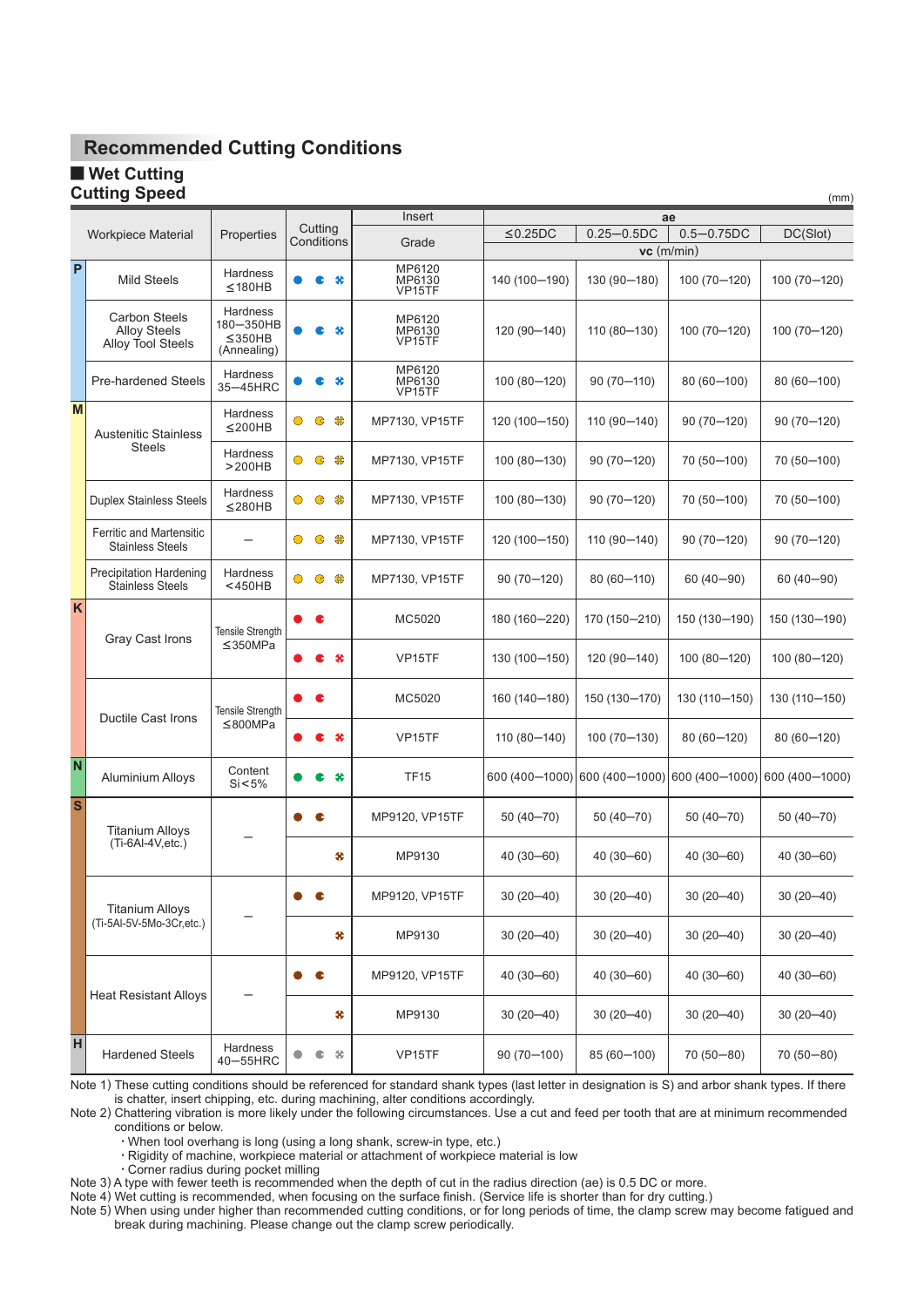## Recommended Cutting Conditions

### ■ Wet Cutting

### Cutting Speed

(mm)

| | Workpiece Material | Properties | Cutting Conditions | Insert Grade | ae ≤0.25DC | ae 0.25—0.5DC | ae 0.5—0.75DC | ae DC(Slot) |
|---|---|---|---|---|---|---|---|---|
| | | | | | vc (m/min) | | | |
| P | Mild Steels | Hardness ≤180HB | ● ◐ ✲ | MP6120 MP6130 VP15TF | 140 (100—190) | 130 (90—180) | 100 (70—120) | 100 (70—120) |
| P | Carbon Steels Alloy Steels Alloy Tool Steels | Hardness 180—350HB ≤350HB (Annealing) | ● ◐ ✲ | MP6120 MP6130 VP15TF | 120 (90—140) | 110 (80—130) | 100 (70—120) | 100 (70—120) |
| P | Pre-hardened Steels | Hardness 35—45HRC | ● ◐ ✲ | MP6120 MP6130 VP15TF | 100 (80—120) | 90 (70—110) | 80 (60—100) | 80 (60—100) |
| M | Austenitic Stainless Steels | Hardness ≤200HB | ● ◐ ✲ | MP7130, VP15TF | 120 (100—150) | 110 (90—140) | 90 (70—120) | 90 (70—120) |
| M | Austenitic Stainless Steels | Hardness >200HB | ● ◐ ✲ | MP7130, VP15TF | 100 (80—130) | 90 (70—120) | 70 (50—100) | 70 (50—100) |
| M | Duplex Stainless Steels | Hardness ≤280HB | ● ◐ ✲ | MP7130, VP15TF | 100 (80—130) | 90 (70—120) | 70 (50—100) | 70 (50—100) |
| M | Ferritic and Martensitic Stainless Steels | — | ● ◐ ✲ | MP7130, VP15TF | 120 (100—150) | 110 (90—140) | 90 (70—120) | 90 (70—120) |
| M | Precipitation Hardening Stainless Steels | Hardness <450HB | ● ◐ ✲ | MP7130, VP15TF | 90 (70—120) | 80 (60—110) | 60 (40—90) | 60 (40—90) |
| K | Gray Cast Irons | Tensile Strength ≤350MPa | ● ◐ | MC5020 | 180 (160—220) | 170 (150—210) | 150 (130—190) | 150 (130—190) |
| K | Gray Cast Irons | Tensile Strength ≤350MPa | ● ◐ ✲ | VP15TF | 130 (100—150) | 120 (90—140) | 100 (80—120) | 100 (80—120) |
| K | Ductile Cast Irons | Tensile Strength ≤800MPa | ● ◐ | MC5020 | 160 (140—180) | 150 (130—170) | 130 (110—150) | 130 (110—150) |
| K | Ductile Cast Irons | Tensile Strength ≤800MPa | ● ◐ ✲ | VP15TF | 110 (80—140) | 100 (70—130) | 80 (60—120) | 80 (60—120) |
| N | Aluminium Alloys | Content Si<5% | ● ◐ ✲ | TF15 | 600 (400—1000) | 600 (400—1000) | 600 (400—1000) | 600 (400—1000) |
| S | Titanium Alloys (Ti-6Al-4V,etc.) | — | ● ◐ | MP9120, VP15TF | 50 (40—70) | 50 (40—70) | 50 (40—70) | 50 (40—70) |
| S | Titanium Alloys (Ti-6Al-4V,etc.) | — | ✲ | MP9130 | 40 (30—60) | 40 (30—60) | 40 (30—60) | 40 (30—60) |
| S | Titanium Alloys (Ti-5Al-5V-5Mo-3Cr,etc.) | — | ● ◐ | MP9120, VP15TF | 30 (20—40) | 30 (20—40) | 30 (20—40) | 30 (20—40) |
| S | Titanium Alloys (Ti-5Al-5V-5Mo-3Cr,etc.) | — | ✲ | MP9130 | 30 (20—40) | 30 (20—40) | 30 (20—40) | 30 (20—40) |
| S | Heat Resistant Alloys | — | ● ◐ | MP9120, VP15TF | 40 (30—60) | 40 (30—60) | 40 (30—60) | 40 (30—60) |
| S | Heat Resistant Alloys | — | ✲ | MP9130 | 30 (20—40) | 30 (20—40) | 30 (20—40) | 30 (20—40) |
| H | Hardened Steels | Hardness 40—55HRC | ● ◐ ✲ | VP15TF | 90 (70—100) | 85 (60—100) | 70 (50—80) | 70 (50—80) |

Note 1) These cutting conditions should be referenced for standard shank types (last letter in designation is S) and arbor shank types. If there is chatter, insert chipping, etc. during machining, alter conditions accordingly.

Note 2) Chattering vibration is more likely under the following circumstances. Use a cut and feed per tooth that are at minimum recommended conditions or below.
- When tool overhang is long (using a long shank, screw-in type, etc.)
- Rigidity of machine, workpiece material or attachment of workpiece material is low
- Corner radius during pocket milling

Note 3) A type with fewer teeth is recommended when the depth of cut in the radius direction (ae) is 0.5 DC or more.

Note 4) Wet cutting is recommended, when focusing on the surface finish. (Service life is shorter than for dry cutting.)

Note 5) When using under higher than recommended cutting conditions, or for long periods of time, the clamp screw may become fatigued and break during machining. Please change out the clamp screw periodically.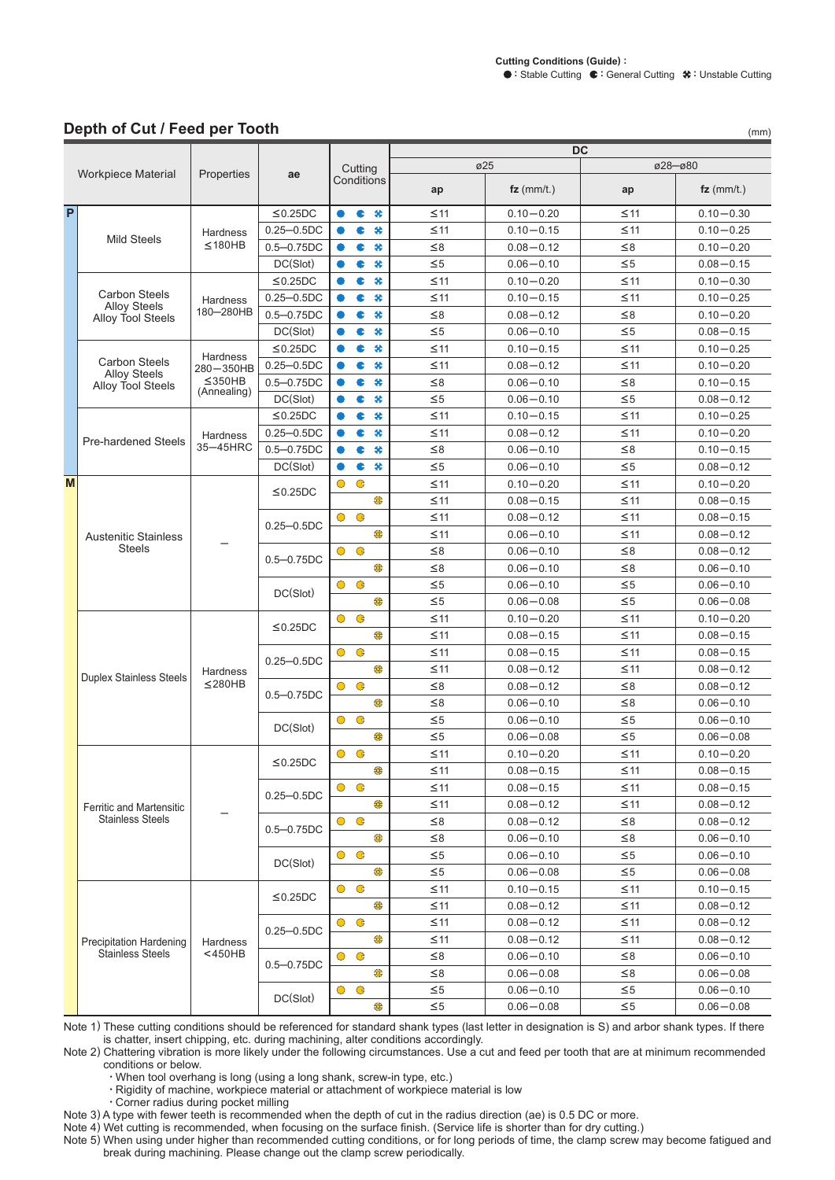Cutting Conditions (Guide) :
●: Stable Cutting ◐: General Cutting ✱: Unstable Cutting

## Depth of Cut / Feed per Tooth

(mm)

| | Workpiece Material | Properties | ae | Cutting Conditions | DC | | | |
|---|---|---|---|---|---|---|---|---|
| | | | | | ø25 | | ø28—ø80 | |
| | | | | | ap | fz (mm/t.) | ap | fz (mm/t.) |
| P | Mild Steels | Hardness ≤180HB | ≤0.25DC | ● ◐ ✱ | ≤11 | 0.10—0.20 | ≤11 | 0.10—0.30 |
| | | | 0.25—0.5DC | ● ◐ ✱ | ≤11 | 0.10—0.15 | ≤11 | 0.10—0.25 |
| | | | 0.5—0.75DC | ● ◐ ✱ | ≤8 | 0.08—0.12 | ≤8 | 0.10—0.20 |
| | | | DC(Slot) | ● ◐ ✱ | ≤5 | 0.06—0.10 | ≤5 | 0.08—0.15 |
| | Carbon Steels Alloy Steels Alloy Tool Steels | Hardness 180—280HB | ≤0.25DC | ● ◐ ✱ | ≤11 | 0.10—0.20 | ≤11 | 0.10—0.30 |
| | | | 0.25—0.5DC | ● ◐ ✱ | ≤11 | 0.10—0.15 | ≤11 | 0.10—0.25 |
| | | | 0.5—0.75DC | ● ◐ ✱ | ≤8 | 0.08—0.12 | ≤8 | 0.10—0.20 |
| | | | DC(Slot) | ● ◐ ✱ | ≤5 | 0.06—0.10 | ≤5 | 0.08—0.15 |
| | Carbon Steels Alloy Steels Alloy Tool Steels | Hardness 280—350HB ≤350HB (Annealing) | ≤0.25DC | ● ◐ ✱ | ≤11 | 0.10—0.15 | ≤11 | 0.10—0.25 |
| | | | 0.25—0.5DC | ● ◐ ✱ | ≤11 | 0.08—0.12 | ≤11 | 0.10—0.20 |
| | | | 0.5—0.75DC | ● ◐ ✱ | ≤8 | 0.06—0.10 | ≤8 | 0.10—0.15 |
| | | | DC(Slot) | ● ◐ ✱ | ≤5 | 0.06—0.10 | ≤5 | 0.08—0.12 |
| | Pre-hardened Steels | Hardness 35—45HRC | ≤0.25DC | ● ◐ ✱ | ≤11 | 0.10—0.15 | ≤11 | 0.10—0.25 |
| | | | 0.25—0.5DC | ● ◐ ✱ | ≤11 | 0.08—0.12 | ≤11 | 0.10—0.20 |
| | | | 0.5—0.75DC | ● ◐ ✱ | ≤8 | 0.06—0.10 | ≤8 | 0.10—0.15 |
| | | | DC(Slot) | ● ◐ ✱ | ≤5 | 0.06—0.10 | ≤5 | 0.08—0.12 |
| M | Austenitic Stainless Steels | — | ≤0.25DC | ● ◐ | ≤11 | 0.10—0.20 | ≤11 | 0.10—0.20 |
| | | | | ✱ | ≤11 | 0.08—0.15 | ≤11 | 0.08—0.15 |
| | | | 0.25—0.5DC | ● ◐ | ≤11 | 0.08—0.12 | ≤11 | 0.08—0.15 |
| | | | | ✱ | ≤11 | 0.06—0.10 | ≤11 | 0.08—0.12 |
| | | | 0.5—0.75DC | ● ◐ | ≤8 | 0.06—0.10 | ≤8 | 0.08—0.12 |
| | | | | ✱ | ≤8 | 0.06—0.10 | ≤8 | 0.06—0.10 |
| | | | DC(Slot) | ● ◐ | ≤5 | 0.06—0.10 | ≤5 | 0.06—0.10 |
| | | | | ✱ | ≤5 | 0.06—0.08 | ≤5 | 0.06—0.08 |
| | Duplex Stainless Steels | Hardness ≤280HB | ≤0.25DC | ● ◐ | ≤11 | 0.10—0.20 | ≤11 | 0.10—0.20 |
| | | | | ✱ | ≤11 | 0.08—0.15 | ≤11 | 0.08—0.15 |
| | | | 0.25—0.5DC | ● ◐ | ≤11 | 0.08—0.15 | ≤11 | 0.08—0.15 |
| | | | | ✱ | ≤11 | 0.08—0.12 | ≤11 | 0.08—0.12 |
| | | | 0.5—0.75DC | ● ◐ | ≤8 | 0.08—0.12 | ≤8 | 0.08—0.12 |
| | | | | ✱ | ≤8 | 0.06—0.10 | ≤8 | 0.06—0.10 |
| | | | DC(Slot) | ● ◐ | ≤5 | 0.06—0.10 | ≤5 | 0.06—0.10 |
| | | | | ✱ | ≤5 | 0.06—0.08 | ≤5 | 0.06—0.08 |
| | Ferritic and Martensitic Stainless Steels | — | ≤0.25DC | ● ◐ | ≤11 | 0.10—0.20 | ≤11 | 0.10—0.20 |
| | | | | ✱ | ≤11 | 0.08—0.15 | ≤11 | 0.08—0.15 |
| | | | 0.25—0.5DC | ● ◐ | ≤11 | 0.08—0.15 | ≤11 | 0.08—0.15 |
| | | | | ✱ | ≤11 | 0.08—0.12 | ≤11 | 0.08—0.12 |
| | | | 0.5—0.75DC | ● ◐ | ≤8 | 0.08—0.12 | ≤8 | 0.08—0.12 |
| | | | | ✱ | ≤8 | 0.06—0.10 | ≤8 | 0.06—0.10 |
| | | | DC(Slot) | ● ◐ | ≤5 | 0.06—0.10 | ≤5 | 0.06—0.10 |
| | | | | ✱ | ≤5 | 0.06—0.08 | ≤5 | 0.06—0.08 |
| | Precipitation Hardening Stainless Steels | Hardness <450HB | ≤0.25DC | ● ◐ | ≤11 | 0.10—0.15 | ≤11 | 0.10—0.15 |
| | | | | ✱ | ≤11 | 0.08—0.12 | ≤11 | 0.08—0.12 |
| | | | 0.25—0.5DC | ● ◐ | ≤11 | 0.08—0.12 | ≤11 | 0.08—0.12 |
| | | | | ✱ | ≤11 | 0.08—0.12 | ≤11 | 0.08—0.12 |
| | | | 0.5—0.75DC | ● ◐ | ≤8 | 0.06—0.10 | ≤8 | 0.06—0.10 |
| | | | | ✱ | ≤8 | 0.06—0.08 | ≤8 | 0.06—0.08 |
| | | | DC(Slot) | ● ◐ | ≤5 | 0.06—0.10 | ≤5 | 0.06—0.10 |
| | | | | ✱ | ≤5 | 0.06—0.08 | ≤5 | 0.06—0.08 |

Note 1) These cutting conditions should be referenced for standard shank types (last letter in designation is S) and arbor shank types. If there is chatter, insert chipping, etc. during machining, alter conditions accordingly.
Note 2) Chattering vibration is more likely under the following circumstances. Use a cut and feed per tooth that are at minimum recommended conditions or below.
- When tool overhang is long (using a long shank, screw-in type, etc.)
- Rigidity of machine, workpiece material or attachment of workpiece material is low
- Corner radius during pocket milling

Note 3) A type with fewer teeth is recommended when the depth of cut in the radius direction (ae) is 0.5 DC or more.
Note 4) Wet cutting is recommended, when focusing on the surface finish. (Service life is shorter than for dry cutting.)
Note 5) When using under higher than recommended cutting conditions, or for long periods of time, the clamp screw may become fatigued and break during machining. Please change out the clamp screw periodically.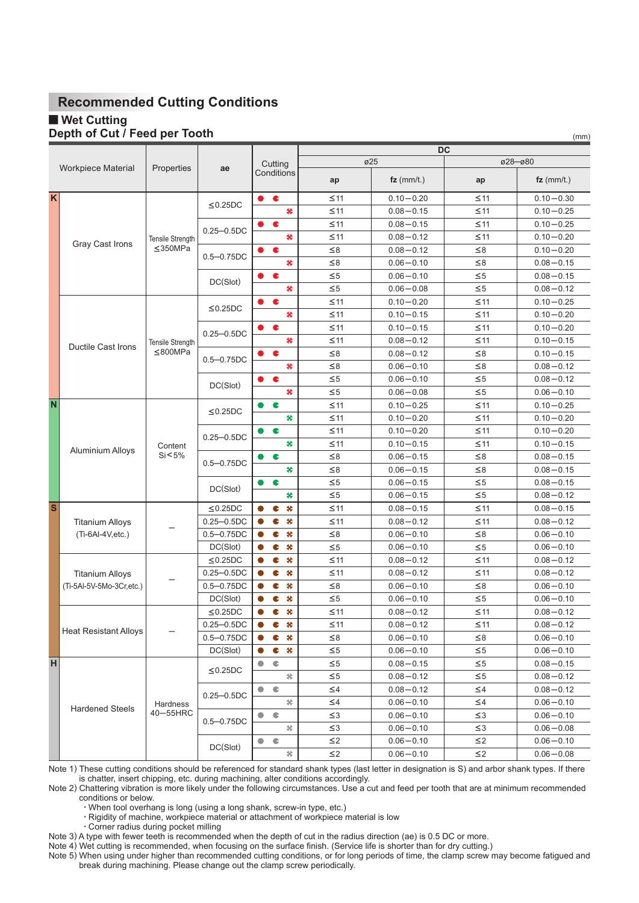## Recommended Cutting Conditions

### ■ Wet Cutting

### Depth of Cut / Feed per Tooth

(mm)

| | Workpiece Material | Properties | ae | Cutting Conditions | DC ø25 ap | DC ø25 fz (mm/t.) | DC ø28–ø80 ap | DC ø28–ø80 fz (mm/t.) |
|---|---|---|---|---|---|---|---|---|
| K | Gray Cast Irons | Tensile Strength ≤350MPa | ≤0.25DC | ● ◖ | ≤11 | 0.10–0.20 | ≤11 | 0.10–0.30 |
| | | | | ✤ | ≤11 | 0.08–0.15 | ≤11 | 0.10–0.25 |
| | | | 0.25–0.5DC | ● ◖ | ≤11 | 0.08–0.15 | ≤11 | 0.10–0.25 |
| | | | | ✤ | ≤11 | 0.08–0.12 | ≤11 | 0.10–0.20 |
| | | | 0.5–0.75DC | ● ◖ | ≤8 | 0.08–0.12 | ≤8 | 0.10–0.20 |
| | | | | ✤ | ≤8 | 0.06–0.10 | ≤8 | 0.08–0.15 |
| | | | DC(Slot) | ● ◖ | ≤5 | 0.06–0.10 | ≤5 | 0.08–0.15 |
| | | | | ✤ | ≤5 | 0.06–0.08 | ≤5 | 0.08–0.12 |
| | Ductile Cast Irons | Tensile Strength ≤800MPa | ≤0.25DC | ● ◖ | ≤11 | 0.10–0.20 | ≤11 | 0.10–0.25 |
| | | | | ✤ | ≤11 | 0.10–0.15 | ≤11 | 0.10–0.20 |
| | | | 0.25–0.5DC | ● ◖ | ≤11 | 0.10–0.15 | ≤11 | 0.10–0.20 |
| | | | | ✤ | ≤11 | 0.08–0.12 | ≤11 | 0.10–0.15 |
| | | | 0.5–0.75DC | ● ◖ | ≤8 | 0.08–0.12 | ≤8 | 0.10–0.15 |
| | | | | ✤ | ≤8 | 0.06–0.10 | ≤8 | 0.08–0.12 |
| | | | DC(Slot) | ● ◖ | ≤5 | 0.06–0.10 | ≤5 | 0.08–0.12 |
| | | | | ✤ | ≤5 | 0.06–0.08 | ≤5 | 0.06–0.10 |
| N | Aluminium Alloys | Content Si<5% | ≤0.25DC | ● ◖ | ≤11 | 0.10–0.25 | ≤11 | 0.10–0.25 |
| | | | | ✤ | ≤11 | 0.10–0.20 | ≤11 | 0.10–0.20 |
| | | | 0.25–0.5DC | ● ◖ | ≤11 | 0.10–0.20 | ≤11 | 0.10–0.20 |
| | | | | ✤ | ≤11 | 0.10–0.15 | ≤11 | 0.10–0.15 |
| | | | 0.5–0.75DC | ● ◖ | ≤8 | 0.06–0.15 | ≤8 | 0.08–0.15 |
| | | | | ✤ | ≤8 | 0.06–0.15 | ≤8 | 0.08–0.15 |
| | | | DC(Slot) | ● ◖ | ≤5 | 0.06–0.15 | ≤5 | 0.08–0.15 |
| | | | | ✤ | ≤5 | 0.06–0.15 | ≤5 | 0.08–0.12 |
| S | Titanium Alloys (Ti-6Al-4V,etc.) | – | ≤0.25DC | ● ◖ ✤ | ≤11 | 0.08–0.15 | ≤11 | 0.08–0.15 |
| | | | 0.25–0.5DC | ● ◖ ✤ | ≤11 | 0.08–0.12 | ≤11 | 0.08–0.12 |
| | | | 0.5–0.75DC | ● ◖ ✤ | ≤8 | 0.06–0.10 | ≤8 | 0.06–0.10 |
| | | | DC(Slot) | ● ◖ ✤ | ≤5 | 0.06–0.10 | ≤5 | 0.06–0.10 |
| | Titanium Alloys (Ti-5Al-5V-5Mo-3Cr,etc.) | – | ≤0.25DC | ● ◖ ✤ | ≤11 | 0.08–0.12 | ≤11 | 0.08–0.12 |
| | | | 0.25–0.5DC | ● ◖ ✤ | ≤11 | 0.08–0.12 | ≤11 | 0.08–0.12 |
| | | | 0.5–0.75DC | ● ◖ ✤ | ≤8 | 0.06–0.10 | ≤8 | 0.06–0.10 |
| | | | DC(Slot) | ● ◖ ✤ | ≤5 | 0.06–0.10 | ≤5 | 0.06–0.10 |
| | Heat Resistant Alloys | – | ≤0.25DC | ● ◖ ✤ | ≤11 | 0.08–0.12 | ≤11 | 0.08–0.12 |
| | | | 0.25–0.5DC | ● ◖ ✤ | ≤11 | 0.08–0.12 | ≤11 | 0.08–0.12 |
| | | | 0.5–0.75DC | ● ◖ ✤ | ≤8 | 0.06–0.10 | ≤8 | 0.06–0.10 |
| | | | DC(Slot) | ● ◖ ✤ | ≤5 | 0.06–0.10 | ≤5 | 0.06–0.10 |
| H | Hardened Steels | Hardness 40–55HRC | ≤0.25DC | ● ◖ | ≤5 | 0.08–0.15 | ≤5 | 0.08–0.15 |
| | | | | ✤ | ≤5 | 0.08–0.12 | ≤5 | 0.08–0.12 |
| | | | 0.25–0.5DC | ● ◖ | ≤4 | 0.08–0.12 | ≤4 | 0.08–0.12 |
| | | | | ✤ | ≤4 | 0.06–0.10 | ≤4 | 0.06–0.10 |
| | | | 0.5–0.75DC | ● ◖ | ≤3 | 0.06–0.10 | ≤3 | 0.06–0.10 |
| | | | | ✤ | ≤3 | 0.06–0.10 | ≤3 | 0.06–0.08 |
| | | | DC(Slot) | ● ◖ | ≤2 | 0.06–0.10 | ≤2 | 0.06–0.10 |
| | | | | ✤ | ≤2 | 0.06–0.10 | ≤2 | 0.06–0.08 |

Note 1) These cutting conditions should be referenced for standard shank types (last letter in designation is S) and arbor shank types. If there is chatter, insert chipping, etc. during machining, alter conditions accordingly.

Note 2) Chattering vibration is more likely under the following circumstances. Use a cut and feed per tooth that are at minimum recommended conditions or below.

- When tool overhang is long (using a long shank, screw-in type, etc.)
- Rigidity of machine, workpiece material or attachment of workpiece material is low
- Corner radius during pocket milling

Note 3) A type with fewer teeth is recommended when the depth of cut in the radius direction (ae) is 0.5 DC or more.

Note 4) Wet cutting is recommended, when focusing on the surface finish. (Service life is shorter than for dry cutting.)

Note 5) When using under higher than recommended cutting conditions, or for long periods of time, the clamp screw may become fatigued and break during machining. Please change out the clamp screw periodically.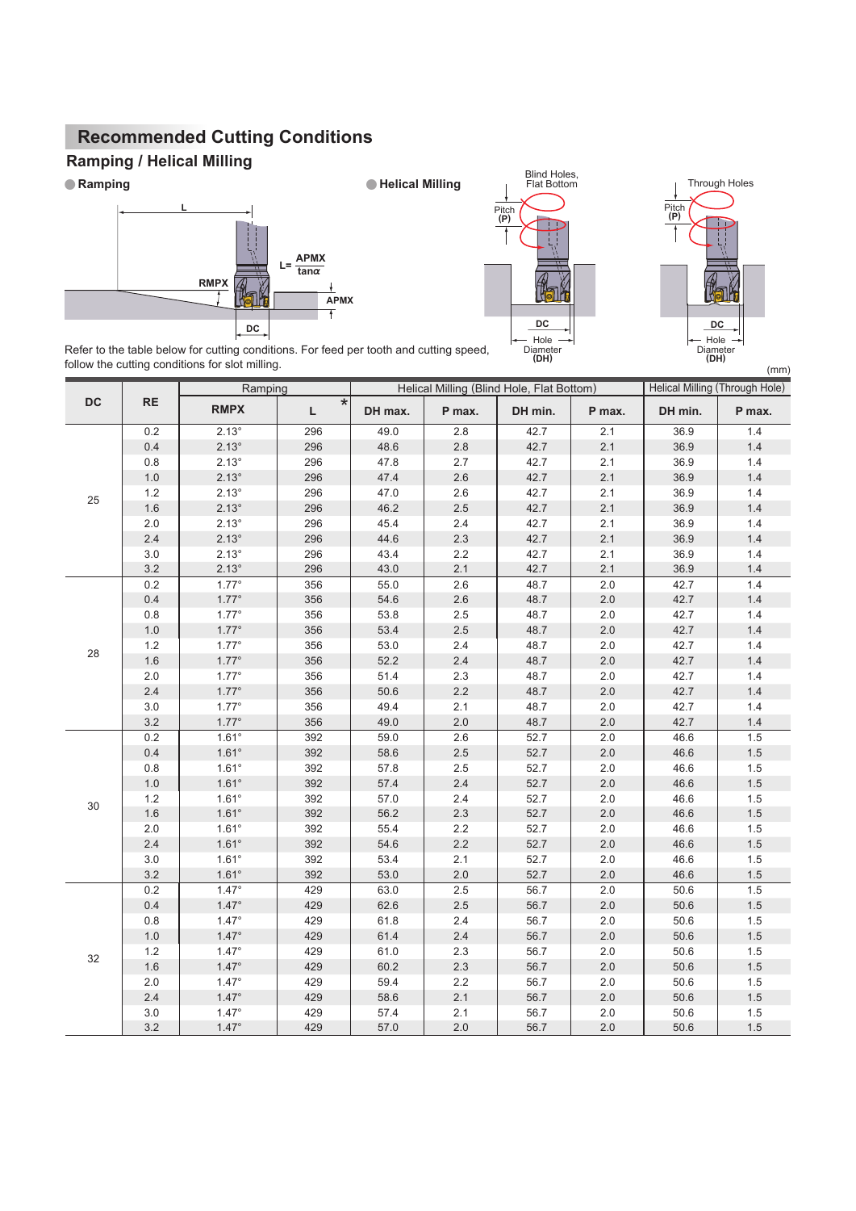# Recommended Cutting Conditions

## Ramping / Helical Milling

● Ramping

● Helical Milling

Blind Holes, Flat Bottom

Through Holes

$L = \frac{APMX}{\tan\alpha}$

Refer to the table below for cutting conditions. For feed per tooth and cutting speed, follow the cutting conditions for slot milling.

(mm)

| DC | RE | Ramping | | Helical Milling (Blind Hole, Flat Bottom) | | | | Helical Milling (Through Hole) | |
|---|---|---|---|---|---|---|---|---|---|
| | | RMPX | L * | DH max. | P max. | DH min. | P max. | DH min. | P max. |
| 25 | 0.2 | 2.13° | 296 | 49.0 | 2.8 | 42.7 | 2.1 | 36.9 | 1.4 |
| | 0.4 | 2.13° | 296 | 48.6 | 2.8 | 42.7 | 2.1 | 36.9 | 1.4 |
| | 0.8 | 2.13° | 296 | 47.8 | 2.7 | 42.7 | 2.1 | 36.9 | 1.4 |
| | 1.0 | 2.13° | 296 | 47.4 | 2.6 | 42.7 | 2.1 | 36.9 | 1.4 |
| | 1.2 | 2.13° | 296 | 47.0 | 2.6 | 42.7 | 2.1 | 36.9 | 1.4 |
| | 1.6 | 2.13° | 296 | 46.2 | 2.5 | 42.7 | 2.1 | 36.9 | 1.4 |
| | 2.0 | 2.13° | 296 | 45.4 | 2.4 | 42.7 | 2.1 | 36.9 | 1.4 |
| | 2.4 | 2.13° | 296 | 44.6 | 2.3 | 42.7 | 2.1 | 36.9 | 1.4 |
| | 3.0 | 2.13° | 296 | 43.4 | 2.2 | 42.7 | 2.1 | 36.9 | 1.4 |
| | 3.2 | 2.13° | 296 | 43.0 | 2.1 | 42.7 | 2.1 | 36.9 | 1.4 |
| 28 | 0.2 | 1.77° | 356 | 55.0 | 2.6 | 48.7 | 2.0 | 42.7 | 1.4 |
| | 0.4 | 1.77° | 356 | 54.6 | 2.6 | 48.7 | 2.0 | 42.7 | 1.4 |
| | 0.8 | 1.77° | 356 | 53.8 | 2.5 | 48.7 | 2.0 | 42.7 | 1.4 |
| | 1.0 | 1.77° | 356 | 53.4 | 2.5 | 48.7 | 2.0 | 42.7 | 1.4 |
| | 1.2 | 1.77° | 356 | 53.0 | 2.4 | 48.7 | 2.0 | 42.7 | 1.4 |
| | 1.6 | 1.77° | 356 | 52.2 | 2.4 | 48.7 | 2.0 | 42.7 | 1.4 |
| | 2.0 | 1.77° | 356 | 51.4 | 2.3 | 48.7 | 2.0 | 42.7 | 1.4 |
| | 2.4 | 1.77° | 356 | 50.6 | 2.2 | 48.7 | 2.0 | 42.7 | 1.4 |
| | 3.0 | 1.77° | 356 | 49.4 | 2.1 | 48.7 | 2.0 | 42.7 | 1.4 |
| | 3.2 | 1.77° | 356 | 49.0 | 2.0 | 48.7 | 2.0 | 42.7 | 1.4 |
| 30 | 0.2 | 1.61° | 392 | 59.0 | 2.6 | 52.7 | 2.0 | 46.6 | 1.5 |
| | 0.4 | 1.61° | 392 | 58.6 | 2.5 | 52.7 | 2.0 | 46.6 | 1.5 |
| | 0.8 | 1.61° | 392 | 57.8 | 2.5 | 52.7 | 2.0 | 46.6 | 1.5 |
| | 1.0 | 1.61° | 392 | 57.4 | 2.4 | 52.7 | 2.0 | 46.6 | 1.5 |
| | 1.2 | 1.61° | 392 | 57.0 | 2.4 | 52.7 | 2.0 | 46.6 | 1.5 |
| | 1.6 | 1.61° | 392 | 56.2 | 2.3 | 52.7 | 2.0 | 46.6 | 1.5 |
| | 2.0 | 1.61° | 392 | 55.4 | 2.2 | 52.7 | 2.0 | 46.6 | 1.5 |
| | 2.4 | 1.61° | 392 | 54.6 | 2.2 | 52.7 | 2.0 | 46.6 | 1.5 |
| | 3.0 | 1.61° | 392 | 53.4 | 2.1 | 52.7 | 2.0 | 46.6 | 1.5 |
| | 3.2 | 1.61° | 392 | 53.0 | 2.0 | 52.7 | 2.0 | 46.6 | 1.5 |
| 32 | 0.2 | 1.47° | 429 | 63.0 | 2.5 | 56.7 | 2.0 | 50.6 | 1.5 |
| | 0.4 | 1.47° | 429 | 62.6 | 2.5 | 56.7 | 2.0 | 50.6 | 1.5 |
| | 0.8 | 1.47° | 429 | 61.8 | 2.4 | 56.7 | 2.0 | 50.6 | 1.5 |
| | 1.0 | 1.47° | 429 | 61.4 | 2.4 | 56.7 | 2.0 | 50.6 | 1.5 |
| | 1.2 | 1.47° | 429 | 61.0 | 2.3 | 56.7 | 2.0 | 50.6 | 1.5 |
| | 1.6 | 1.47° | 429 | 60.2 | 2.3 | 56.7 | 2.0 | 50.6 | 1.5 |
| | 2.0 | 1.47° | 429 | 59.4 | 2.2 | 56.7 | 2.0 | 50.6 | 1.5 |
| | 2.4 | 1.47° | 429 | 58.6 | 2.1 | 56.7 | 2.0 | 50.6 | 1.5 |
| | 3.0 | 1.47° | 429 | 57.4 | 2.1 | 56.7 | 2.0 | 50.6 | 1.5 |
| | 3.2 | 1.47° | 429 | 57.0 | 2.0 | 56.7 | 2.0 | 50.6 | 1.5 |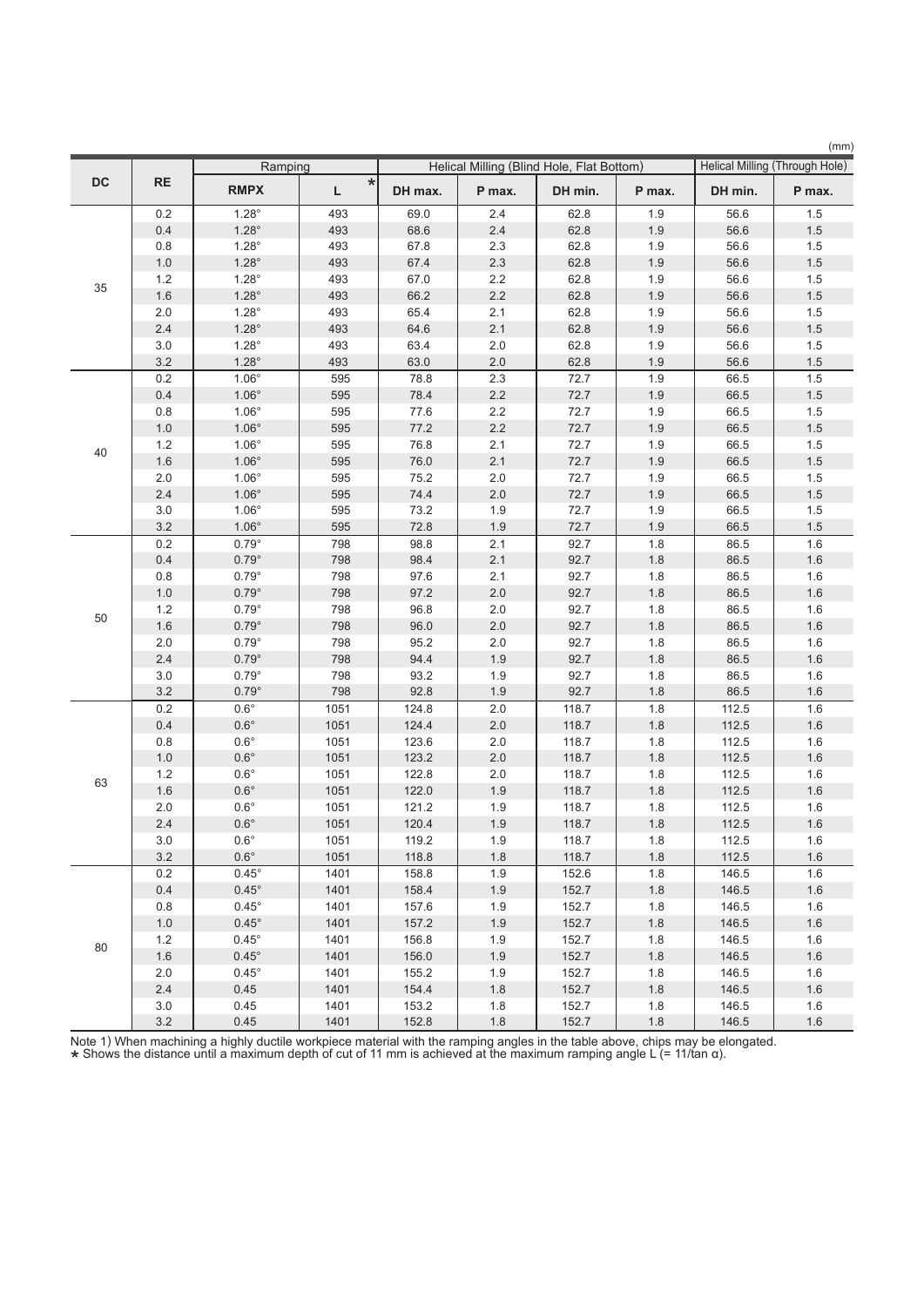(mm)

| DC | RE | Ramping | | Helical Milling (Blind Hole, Flat Bottom) | | | | Helical Milling (Through Hole) | |
|---|---|---|---|---|---|---|---|---|---|
| | | RMPX | L * | DH max. | P max. | DH min. | P max. | DH min. | P max. |
| 35 | 0.2 | 1.28° | 493 | 69.0 | 2.4 | 62.8 | 1.9 | 56.6 | 1.5 |
| | 0.4 | 1.28° | 493 | 68.6 | 2.4 | 62.8 | 1.9 | 56.6 | 1.5 |
| | 0.8 | 1.28° | 493 | 67.8 | 2.3 | 62.8 | 1.9 | 56.6 | 1.5 |
| | 1.0 | 1.28° | 493 | 67.4 | 2.3 | 62.8 | 1.9 | 56.6 | 1.5 |
| | 1.2 | 1.28° | 493 | 67.0 | 2.2 | 62.8 | 1.9 | 56.6 | 1.5 |
| | 1.6 | 1.28° | 493 | 66.2 | 2.2 | 62.8 | 1.9 | 56.6 | 1.5 |
| | 2.0 | 1.28° | 493 | 65.4 | 2.1 | 62.8 | 1.9 | 56.6 | 1.5 |
| | 2.4 | 1.28° | 493 | 64.6 | 2.1 | 62.8 | 1.9 | 56.6 | 1.5 |
| | 3.0 | 1.28° | 493 | 63.4 | 2.0 | 62.8 | 1.9 | 56.6 | 1.5 |
| | 3.2 | 1.28° | 493 | 63.0 | 2.0 | 62.8 | 1.9 | 56.6 | 1.5 |
| 40 | 0.2 | 1.06° | 595 | 78.8 | 2.3 | 72.7 | 1.9 | 66.5 | 1.5 |
| | 0.4 | 1.06° | 595 | 78.4 | 2.2 | 72.7 | 1.9 | 66.5 | 1.5 |
| | 0.8 | 1.06° | 595 | 77.6 | 2.2 | 72.7 | 1.9 | 66.5 | 1.5 |
| | 1.0 | 1.06° | 595 | 77.2 | 2.2 | 72.7 | 1.9 | 66.5 | 1.5 |
| | 1.2 | 1.06° | 595 | 76.8 | 2.1 | 72.7 | 1.9 | 66.5 | 1.5 |
| | 1.6 | 1.06° | 595 | 76.0 | 2.1 | 72.7 | 1.9 | 66.5 | 1.5 |
| | 2.0 | 1.06° | 595 | 75.2 | 2.0 | 72.7 | 1.9 | 66.5 | 1.5 |
| | 2.4 | 1.06° | 595 | 74.4 | 2.0 | 72.7 | 1.9 | 66.5 | 1.5 |
| | 3.0 | 1.06° | 595 | 73.2 | 1.9 | 72.7 | 1.9 | 66.5 | 1.5 |
| | 3.2 | 1.06° | 595 | 72.8 | 1.9 | 72.7 | 1.9 | 66.5 | 1.5 |
| 50 | 0.2 | 0.79° | 798 | 98.8 | 2.1 | 92.7 | 1.8 | 86.5 | 1.6 |
| | 0.4 | 0.79° | 798 | 98.4 | 2.1 | 92.7 | 1.8 | 86.5 | 1.6 |
| | 0.8 | 0.79° | 798 | 97.6 | 2.1 | 92.7 | 1.8 | 86.5 | 1.6 |
| | 1.0 | 0.79° | 798 | 97.2 | 2.0 | 92.7 | 1.8 | 86.5 | 1.6 |
| | 1.2 | 0.79° | 798 | 96.8 | 2.0 | 92.7 | 1.8 | 86.5 | 1.6 |
| | 1.6 | 0.79° | 798 | 96.0 | 2.0 | 92.7 | 1.8 | 86.5 | 1.6 |
| | 2.0 | 0.79° | 798 | 95.2 | 2.0 | 92.7 | 1.8 | 86.5 | 1.6 |
| | 2.4 | 0.79° | 798 | 94.4 | 1.9 | 92.7 | 1.8 | 86.5 | 1.6 |
| | 3.0 | 0.79° | 798 | 93.2 | 1.9 | 92.7 | 1.8 | 86.5 | 1.6 |
| | 3.2 | 0.79° | 798 | 92.8 | 1.9 | 92.7 | 1.8 | 86.5 | 1.6 |
| 63 | 0.2 | 0.6° | 1051 | 124.8 | 2.0 | 118.7 | 1.8 | 112.5 | 1.6 |
| | 0.4 | 0.6° | 1051 | 124.4 | 2.0 | 118.7 | 1.8 | 112.5 | 1.6 |
| | 0.8 | 0.6° | 1051 | 123.6 | 2.0 | 118.7 | 1.8 | 112.5 | 1.6 |
| | 1.0 | 0.6° | 1051 | 123.2 | 2.0 | 118.7 | 1.8 | 112.5 | 1.6 |
| | 1.2 | 0.6° | 1051 | 122.8 | 2.0 | 118.7 | 1.8 | 112.5 | 1.6 |
| | 1.6 | 0.6° | 1051 | 122.0 | 1.9 | 118.7 | 1.8 | 112.5 | 1.6 |
| | 2.0 | 0.6° | 1051 | 121.2 | 1.9 | 118.7 | 1.8 | 112.5 | 1.6 |
| | 2.4 | 0.6° | 1051 | 120.4 | 1.9 | 118.7 | 1.8 | 112.5 | 1.6 |
| | 3.0 | 0.6° | 1051 | 119.2 | 1.9 | 118.7 | 1.8 | 112.5 | 1.6 |
| | 3.2 | 0.6° | 1051 | 118.8 | 1.8 | 118.7 | 1.8 | 112.5 | 1.6 |
| 80 | 0.2 | 0.45° | 1401 | 158.8 | 1.9 | 152.6 | 1.8 | 146.5 | 1.6 |
| | 0.4 | 0.45° | 1401 | 158.4 | 1.9 | 152.7 | 1.8 | 146.5 | 1.6 |
| | 0.8 | 0.45° | 1401 | 157.6 | 1.9 | 152.7 | 1.8 | 146.5 | 1.6 |
| | 1.0 | 0.45° | 1401 | 157.2 | 1.9 | 152.7 | 1.8 | 146.5 | 1.6 |
| | 1.2 | 0.45° | 1401 | 156.8 | 1.9 | 152.7 | 1.8 | 146.5 | 1.6 |
| | 1.6 | 0.45° | 1401 | 156.0 | 1.9 | 152.7 | 1.8 | 146.5 | 1.6 |
| | 2.0 | 0.45° | 1401 | 155.2 | 1.9 | 152.7 | 1.8 | 146.5 | 1.6 |
| | 2.4 | 0.45 | 1401 | 154.4 | 1.8 | 152.7 | 1.8 | 146.5 | 1.6 |
| | 3.0 | 0.45 | 1401 | 153.2 | 1.8 | 152.7 | 1.8 | 146.5 | 1.6 |
| | 3.2 | 0.45 | 1401 | 152.8 | 1.8 | 152.7 | 1.8 | 146.5 | 1.6 |

Note 1) When machining a highly ductile workpiece material with the ramping angles in the table above, chips may be elongated.
* Shows the distance until a maximum depth of cut of 11 mm is achieved at the maximum ramping angle L (= 11/tan α).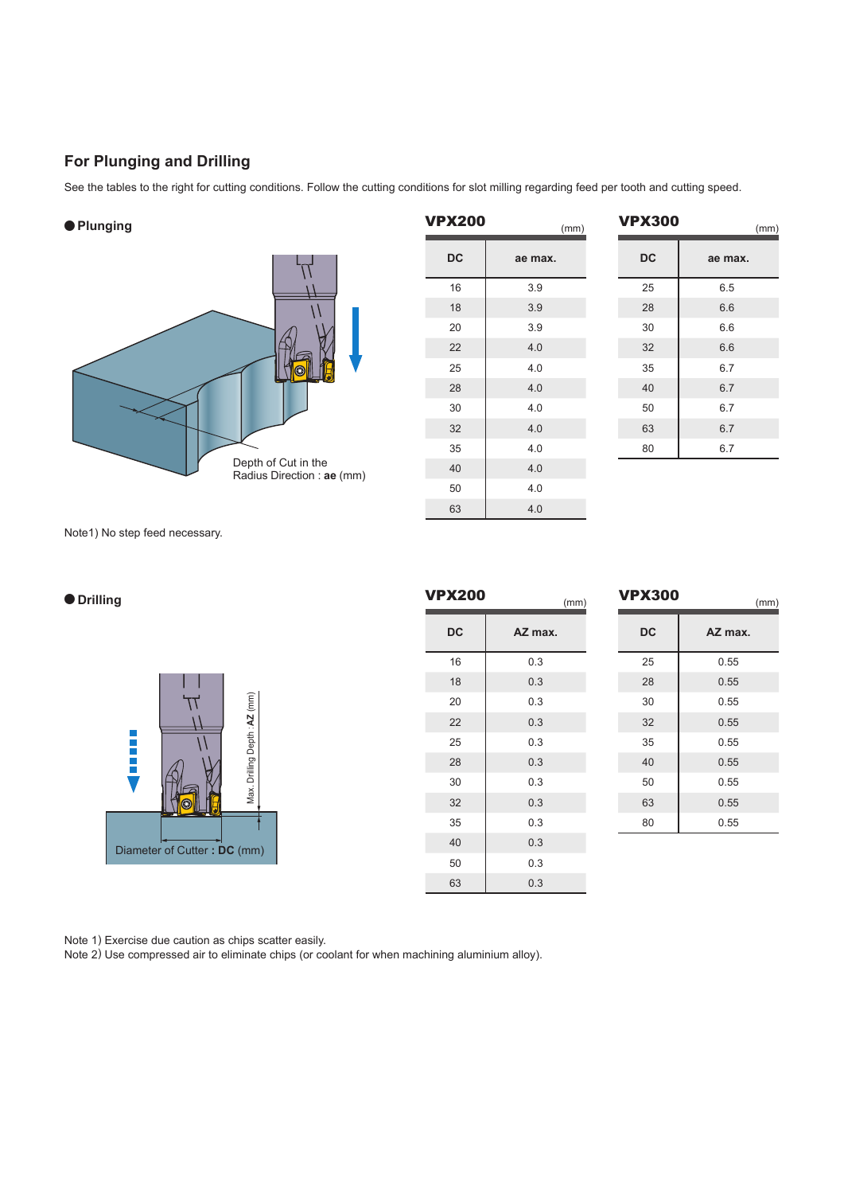## For Plunging and Drilling

See the tables to the right for cutting conditions. Follow the cutting conditions for slot milling regarding feed per tooth and cutting speed.

### ● Plunging

Depth of Cut in the Radius Direction : **ae** (mm)

**VPX200** (mm)

| DC | ae max. |
|---|---|
| 16 | 3.9 |
| 18 | 3.9 |
| 20 | 3.9 |
| 22 | 4.0 |
| 25 | 4.0 |
| 28 | 4.0 |
| 30 | 4.0 |
| 32 | 4.0 |
| 35 | 4.0 |
| 40 | 4.0 |
| 50 | 4.0 |
| 63 | 4.0 |

**VPX300** (mm)

| DC | ae max. |
|---|---|
| 25 | 6.5 |
| 28 | 6.6 |
| 30 | 6.6 |
| 32 | 6.6 |
| 35 | 6.7 |
| 40 | 6.7 |
| 50 | 6.7 |
| 63 | 6.7 |
| 80 | 6.7 |

Note1) No step feed necessary.

### ● Drilling

Max. Drilling Depth : **AZ** (mm)

Diameter of Cutter : **DC** (mm)

**VPX200** (mm)

| DC | AZ max. |
|---|---|
| 16 | 0.3 |
| 18 | 0.3 |
| 20 | 0.3 |
| 22 | 0.3 |
| 25 | 0.3 |
| 28 | 0.3 |
| 30 | 0.3 |
| 32 | 0.3 |
| 35 | 0.3 |
| 40 | 0.3 |
| 50 | 0.3 |
| 63 | 0.3 |

**VPX300** (mm)

| DC | AZ max. |
|---|---|
| 25 | 0.55 |
| 28 | 0.55 |
| 30 | 0.55 |
| 32 | 0.55 |
| 35 | 0.55 |
| 40 | 0.55 |
| 50 | 0.55 |
| 63 | 0.55 |
| 80 | 0.55 |

Note 1) Exercise due caution as chips scatter easily.
Note 2) Use compressed air to eliminate chips (or coolant for when machining aluminium alloy).